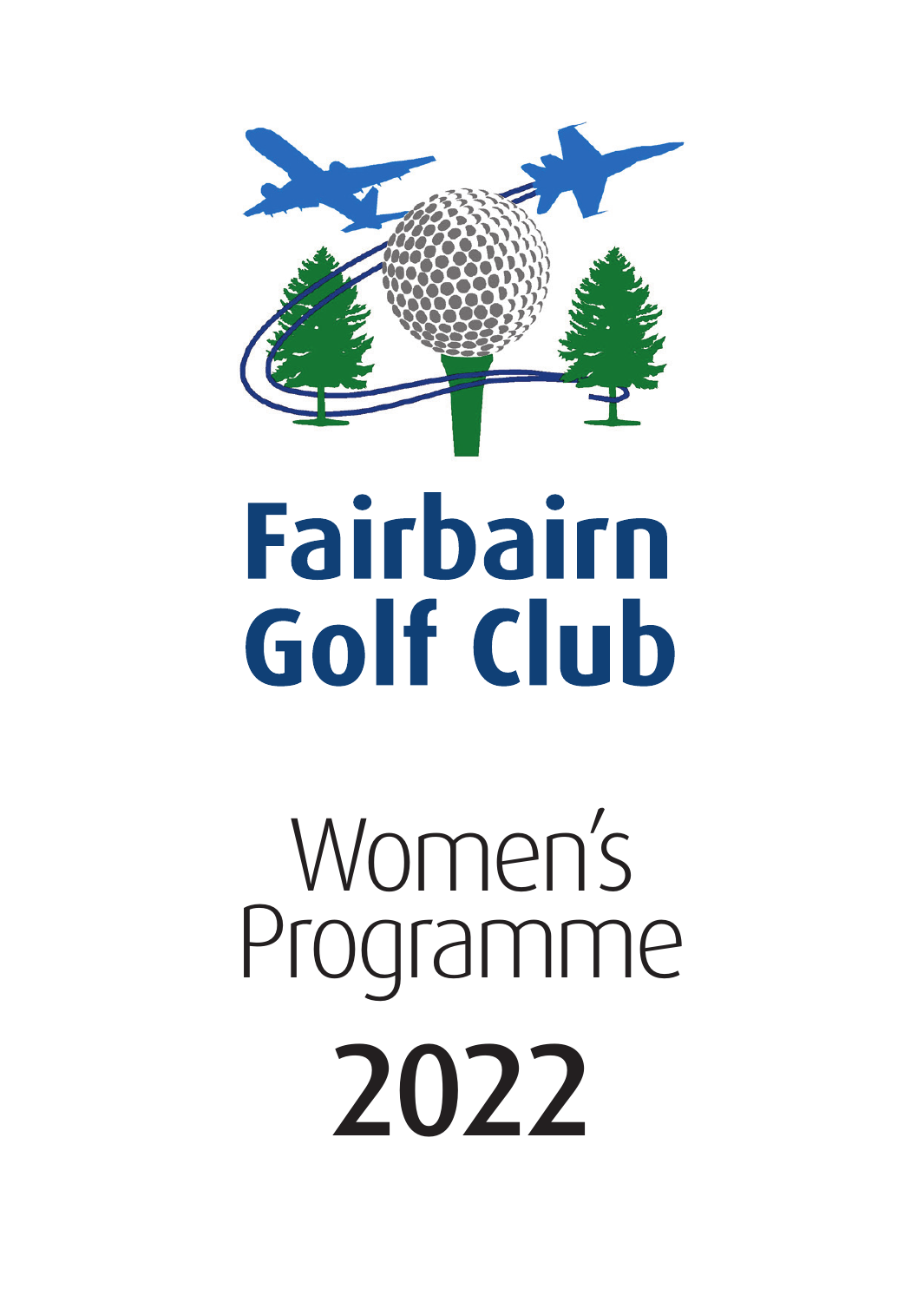# Fairbairn Golf Club

## Women's Programme

## 2022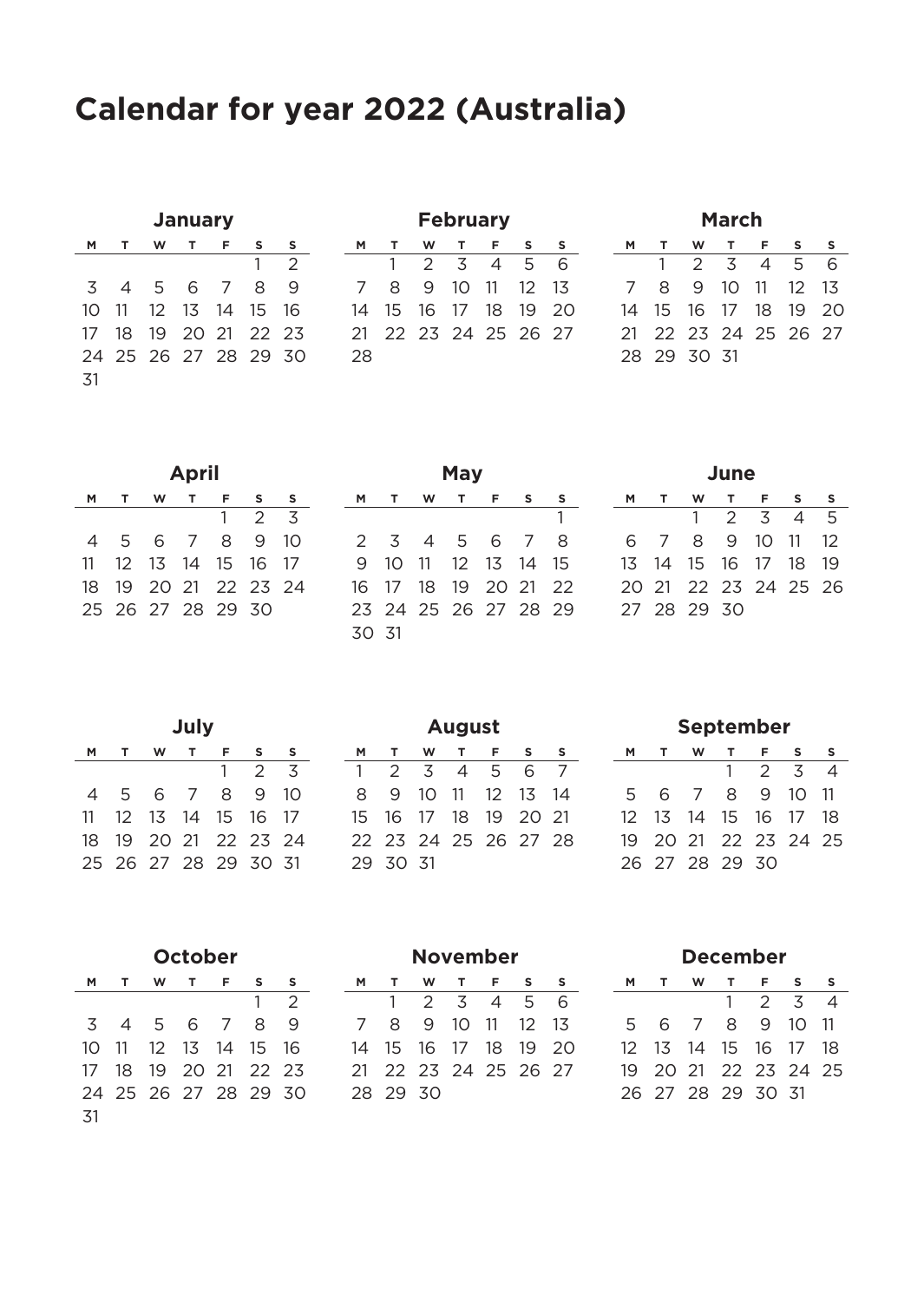# Calendar for year 2022 (Australia)

### January

| M | T | W | T | F | S | S |
|---|---|---|---|---|---|---|
| | | | | | 1 | 2 |
| 3 | 4 | 5 | 6 | 7 | 8 | 9 |
| 10 | 11 | 12 | 13 | 14 | 15 | 16 |
| 17 | 18 | 19 | 20 | 21 | 22 | 23 |
| 24 | 25 | 26 | 27 | 28 | 29 | 30 |
| 31 | | | | | | |

### February

| M | T | W | T | F | S | S |
|---|---|---|---|---|---|---|
| | 1 | 2 | 3 | 4 | 5 | 6 |
| 7 | 8 | 9 | 10 | 11 | 12 | 13 |
| 14 | 15 | 16 | 17 | 18 | 19 | 20 |
| 21 | 22 | 23 | 24 | 25 | 26 | 27 |
| 28 | | | | | | |

### March

| M | T | W | T | F | S | S |
|---|---|---|---|---|---|---|
| | 1 | 2 | 3 | 4 | 5 | 6 |
| 7 | 8 | 9 | 10 | 11 | 12 | 13 |
| 14 | 15 | 16 | 17 | 18 | 19 | 20 |
| 21 | 22 | 23 | 24 | 25 | 26 | 27 |
| 28 | 29 | 30 | 31 | | | |

### April

| M | T | W | T | F | S | S |
|---|---|---|---|---|---|---|
| | | | | 1 | 2 | 3 |
| 4 | 5 | 6 | 7 | 8 | 9 | 10 |
| 11 | 12 | 13 | 14 | 15 | 16 | 17 |
| 18 | 19 | 20 | 21 | 22 | 23 | 24 |
| 25 | 26 | 27 | 28 | 29 | 30 | |

### May

| M | T | W | T | F | S | S |
|---|---|---|---|---|---|---|
| | | | | | | 1 |
| 2 | 3 | 4 | 5 | 6 | 7 | 8 |
| 9 | 10 | 11 | 12 | 13 | 14 | 15 |
| 16 | 17 | 18 | 19 | 20 | 21 | 22 |
| 23 | 24 | 25 | 26 | 27 | 28 | 29 |
| 30 | 31 | | | | | |

### June

| M | T | W | T | F | S | S |
|---|---|---|---|---|---|---|
| | | 1 | 2 | 3 | 4 | 5 |
| 6 | 7 | 8 | 9 | 10 | 11 | 12 |
| 13 | 14 | 15 | 16 | 17 | 18 | 19 |
| 20 | 21 | 22 | 23 | 24 | 25 | 26 |
| 27 | 28 | 29 | 30 | | | |

### July

| M | T | W | T | F | S | S |
|---|---|---|---|---|---|---|
| | | | | 1 | 2 | 3 |
| 4 | 5 | 6 | 7 | 8 | 9 | 10 |
| 11 | 12 | 13 | 14 | 15 | 16 | 17 |
| 18 | 19 | 20 | 21 | 22 | 23 | 24 |
| 25 | 26 | 27 | 28 | 29 | 30 | 31 |

### August

| M | T | W | T | F | S | S |
|---|---|---|---|---|---|---|
| 1 | 2 | 3 | 4 | 5 | 6 | 7 |
| 8 | 9 | 10 | 11 | 12 | 13 | 14 |
| 15 | 16 | 17 | 18 | 19 | 20 | 21 |
| 22 | 23 | 24 | 25 | 26 | 27 | 28 |
| 29 | 30 | 31 | | | | |

### September

| M | T | W | T | F | S | S |
|---|---|---|---|---|---|---|
| | | | 1 | 2 | 3 | 4 |
| 5 | 6 | 7 | 8 | 9 | 10 | 11 |
| 12 | 13 | 14 | 15 | 16 | 17 | 18 |
| 19 | 20 | 21 | 22 | 23 | 24 | 25 |
| 26 | 27 | 28 | 29 | 30 | | |

### October

| M | T | W | T | F | S | S |
|---|---|---|---|---|---|---|
| | | | | | 1 | 2 |
| 3 | 4 | 5 | 6 | 7 | 8 | 9 |
| 10 | 11 | 12 | 13 | 14 | 15 | 16 |
| 17 | 18 | 19 | 20 | 21 | 22 | 23 |
| 24 | 25 | 26 | 27 | 28 | 29 | 30 |
| 31 | | | | | | |

### November

| M | T | W | T | F | S | S |
|---|---|---|---|---|---|---|
| | 1 | 2 | 3 | 4 | 5 | 6 |
| 7 | 8 | 9 | 10 | 11 | 12 | 13 |
| 14 | 15 | 16 | 17 | 18 | 19 | 20 |
| 21 | 22 | 23 | 24 | 25 | 26 | 27 |
| 28 | 29 | 30 | | | | |

### December

| M | T | W | T | F | S | S |
|---|---|---|---|---|---|---|
| | | | 1 | 2 | 3 | 4 |
| 5 | 6 | 7 | 8 | 9 | 10 | 11 |
| 12 | 13 | 14 | 15 | 16 | 17 | 18 |
| 19 | 20 | 21 | 22 | 23 | 24 | 25 |
| 26 | 27 | 28 | 29 | 30 | 31 | |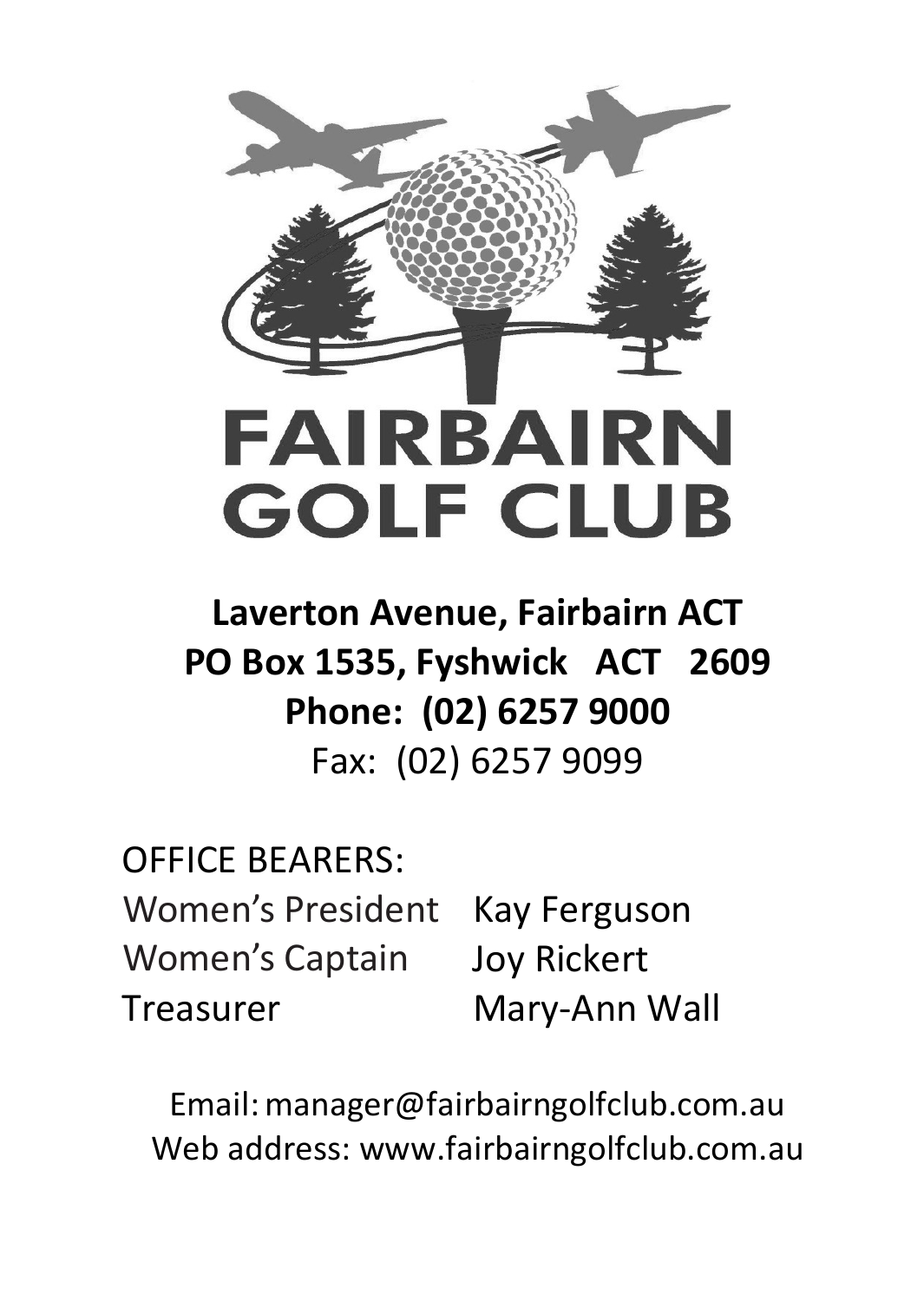# FAIRBAIRN GOLF CLUB

**Laverton Avenue, Fairbairn ACT**
**PO Box 1535, Fyshwick ACT 2609**
**Phone: (02) 6257 9000**
Fax: (02) 6257 9099

OFFICE BEARERS:

| | |
|---|---|
| Women's President | Kay Ferguson |
| Women's Captain | Joy Rickert |
| Treasurer | Mary-Ann Wall |

Email: manager@fairbairngolfclub.com.au
Web address: www.fairbairngolfclub.com.au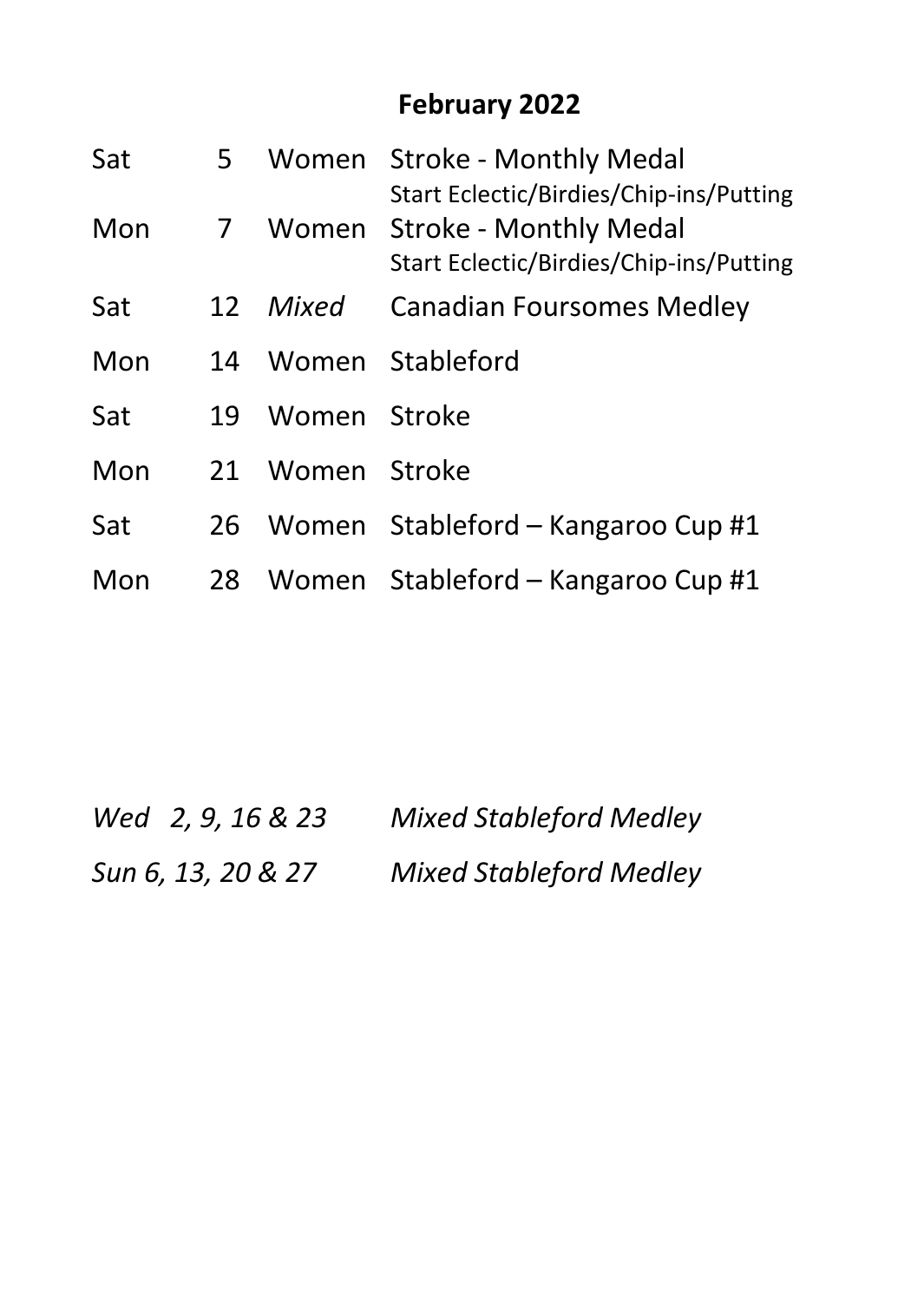## February 2022

| | | | |
|---|---|---|---|
| Sat | 5 | Women | Stroke - Monthly Medal<br>Start Eclectic/Birdies/Chip-ins/Putting |
| Mon | 7 | Women | Stroke - Monthly Medal<br>Start Eclectic/Birdies/Chip-ins/Putting |
| Sat | 12 | *Mixed* | Canadian Foursomes Medley |
| Mon | 14 | Women | Stableford |
| Sat | 19 | Women | Stroke |
| Mon | 21 | Women | Stroke |
| Sat | 26 | Women | Stableford – Kangaroo Cup #1 |
| Mon | 28 | Women | Stableford – Kangaroo Cup #1 |

*Wed 2, 9, 16 & 23* *Mixed Stableford Medley*

*Sun 6, 13, 20 & 27* *Mixed Stableford Medley*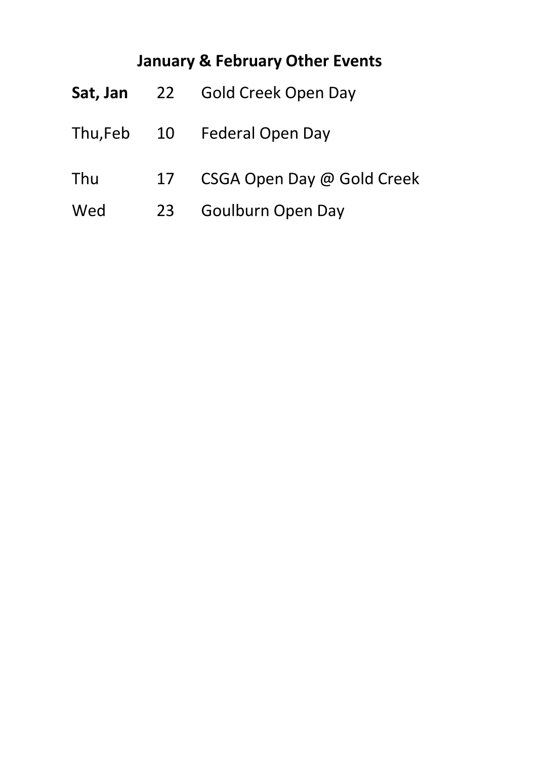## January & February Other Events

| | | |
|---|---|---|
| **Sat, Jan** | 22 | Gold Creek Open Day |
| Thu,Feb | 10 | Federal Open Day |
| Thu | 17 | CSGA Open Day @ Gold Creek |
| Wed | 23 | Goulburn Open Day |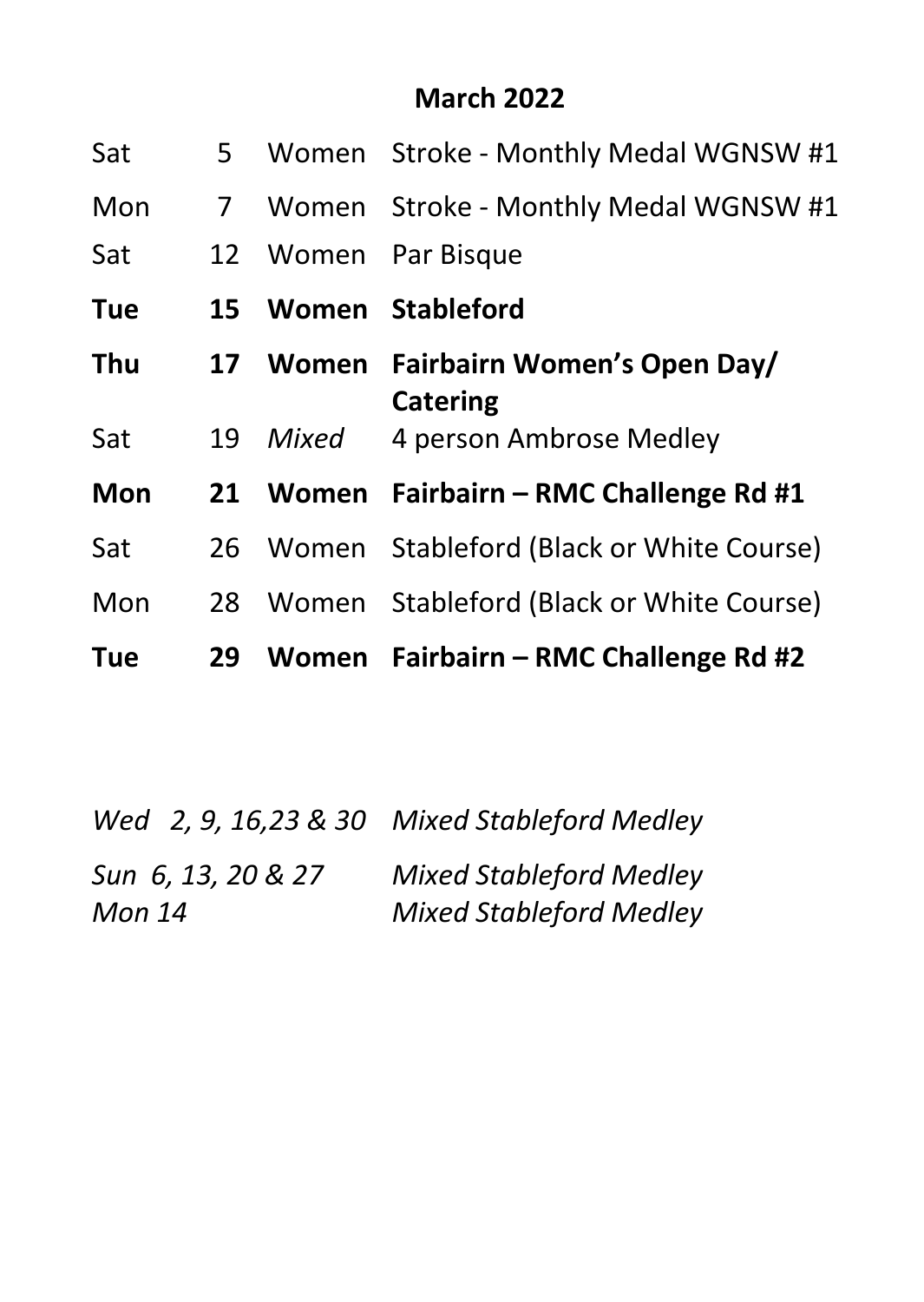## March 2022

| | | | |
|---|---|---|---|
| Sat | 5 | Women | Stroke - Monthly Medal WGNSW #1 |
| Mon | 7 | Women | Stroke - Monthly Medal WGNSW #1 |
| Sat | 12 | Women | Par Bisque |
| **Tue** | **15** | **Women** | **Stableford** |
| **Thu** | **17** | **Women** | **Fairbairn Women's Open Day/ Catering** |
| Sat | 19 | *Mixed* | 4 person Ambrose Medley |
| **Mon** | **21** | **Women** | **Fairbairn – RMC Challenge Rd #1** |
| Sat | 26 | Women | Stableford (Black or White Course) |
| Mon | 28 | Women | Stableford (Black or White Course) |
| **Tue** | **29** | **Women** | **Fairbairn – RMC Challenge Rd #2** |

| | |
|---|---|
| *Wed 2, 9, 16,23 & 30* | *Mixed Stableford Medley* |
| *Sun 6, 13, 20 & 27* | *Mixed Stableford Medley* |
| *Mon 14* | *Mixed Stableford Medley* |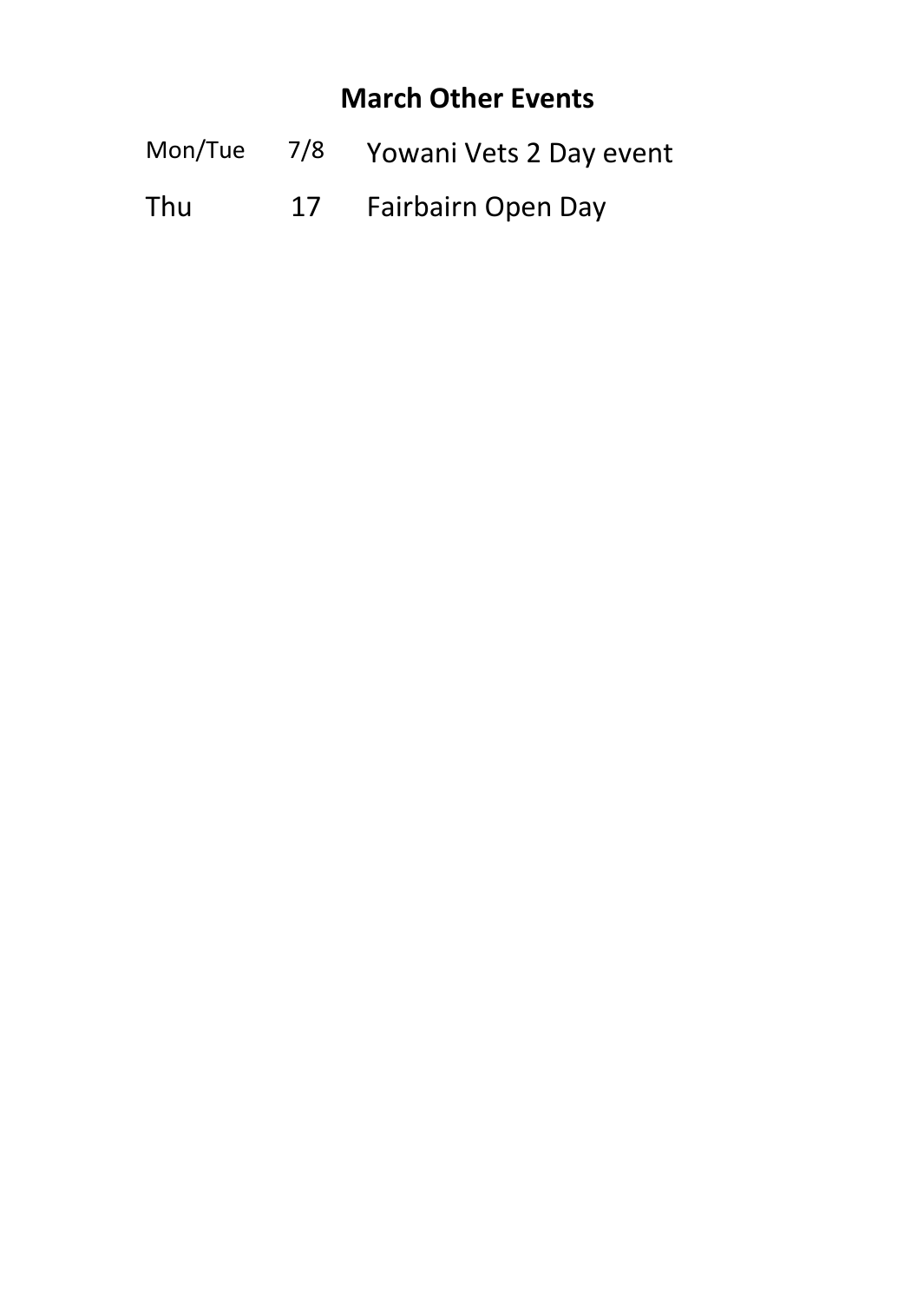## March Other Events

| | | |
|---|---|---|
| Mon/Tue | 7/8 | Yowani Vets 2 Day event |
| Thu | 17 | Fairbairn Open Day |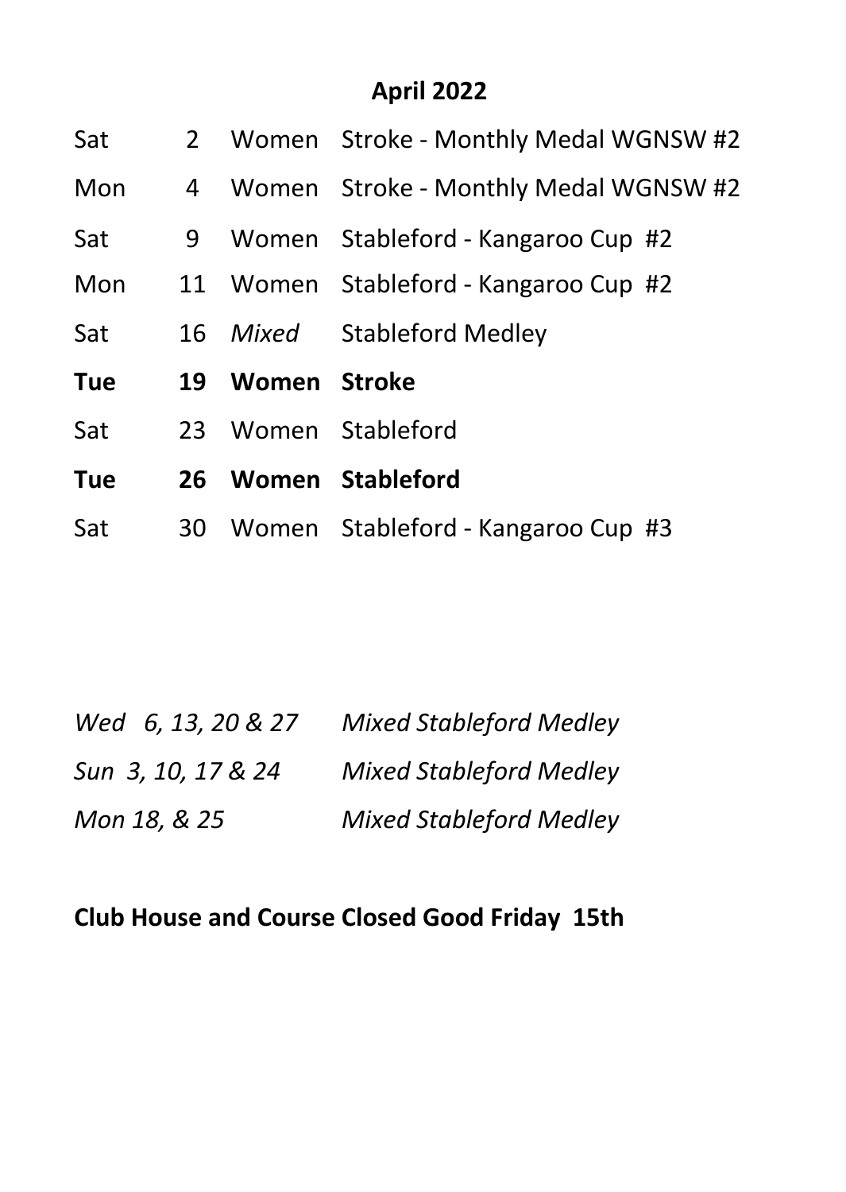## April 2022

| | | | |
|---|---|---|---|
| Sat | 2 | Women | Stroke - Monthly Medal WGNSW #2 |
| Mon | 4 | Women | Stroke - Monthly Medal WGNSW #2 |
| Sat | 9 | Women | Stableford - Kangaroo Cup #2 |
| Mon | 11 | Women | Stableford - Kangaroo Cup #2 |
| Sat | 16 | *Mixed* | Stableford Medley |
| **Tue** | **19** | **Women** | **Stroke** |
| Sat | 23 | Women | Stableford |
| **Tue** | **26** | **Women** | **Stableford** |
| Sat | 30 | Women | Stableford - Kangaroo Cup #3 |

| | |
|---|---|
| *Wed 6, 13, 20 & 27* | *Mixed Stableford Medley* |
| *Sun 3, 10, 17 & 24* | *Mixed Stableford Medley* |
| *Mon 18, & 25* | *Mixed Stableford Medley* |

**Club House and Course Closed Good Friday 15th**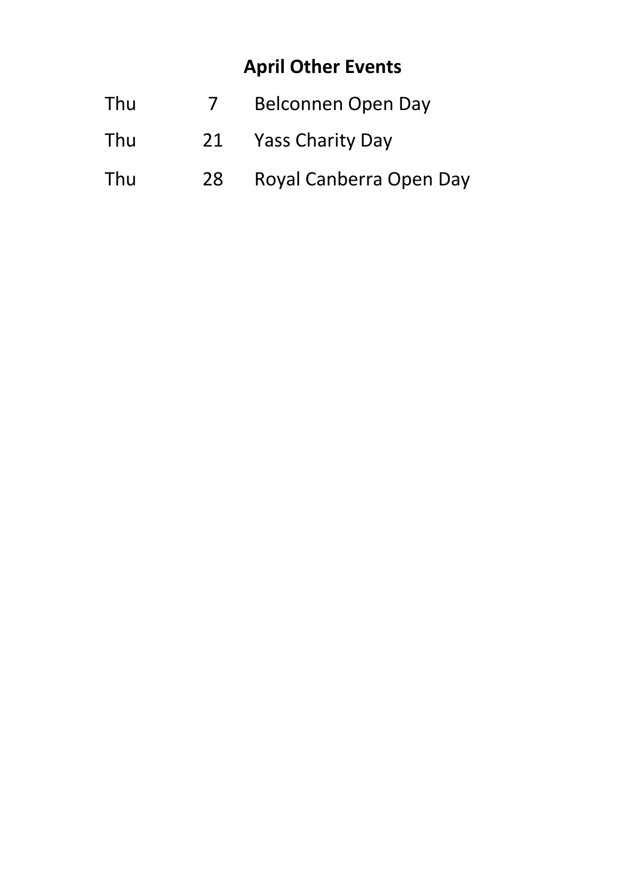## April Other Events

| | | |
|---|---|---|
| Thu | 7 | Belconnen Open Day |
| Thu | 21 | Yass Charity Day |
| Thu | 28 | Royal Canberra Open Day |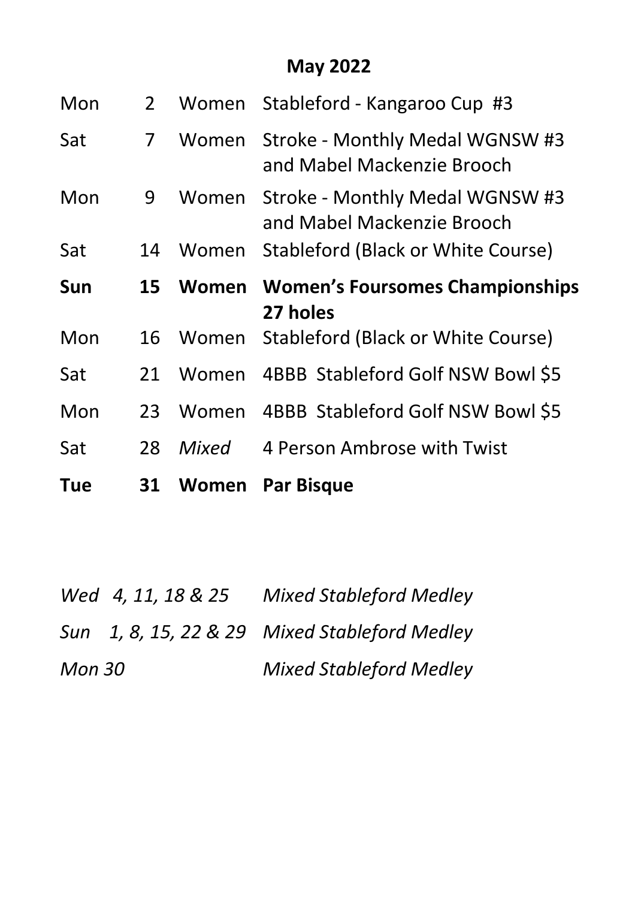## May 2022

| | | | |
|---|---|---|---|
| Mon | 2 | Women | Stableford - Kangaroo Cup #3 |
| Sat | 7 | Women | Stroke - Monthly Medal WGNSW #3 and Mabel Mackenzie Brooch |
| Mon | 9 | Women | Stroke - Monthly Medal WGNSW #3 and Mabel Mackenzie Brooch |
| Sat | 14 | Women | Stableford (Black or White Course) |
| **Sun** | **15** | **Women** | **Women's Foursomes Championships 27 holes** |
| Mon | 16 | Women | Stableford (Black or White Course) |
| Sat | 21 | Women | 4BBB Stableford Golf NSW Bowl $5 |
| Mon | 23 | Women | 4BBB Stableford Golf NSW Bowl $5 |
| Sat | 28 | *Mixed* | 4 Person Ambrose with Twist |
| **Tue** | **31** | **Women** | **Par Bisque** |

| | |
|---|---|
| *Wed 4, 11, 18 & 25* | *Mixed Stableford Medley* |
| *Sun 1, 8, 15, 22 & 29* | *Mixed Stableford Medley* |
| *Mon 30* | *Mixed Stableford Medley* |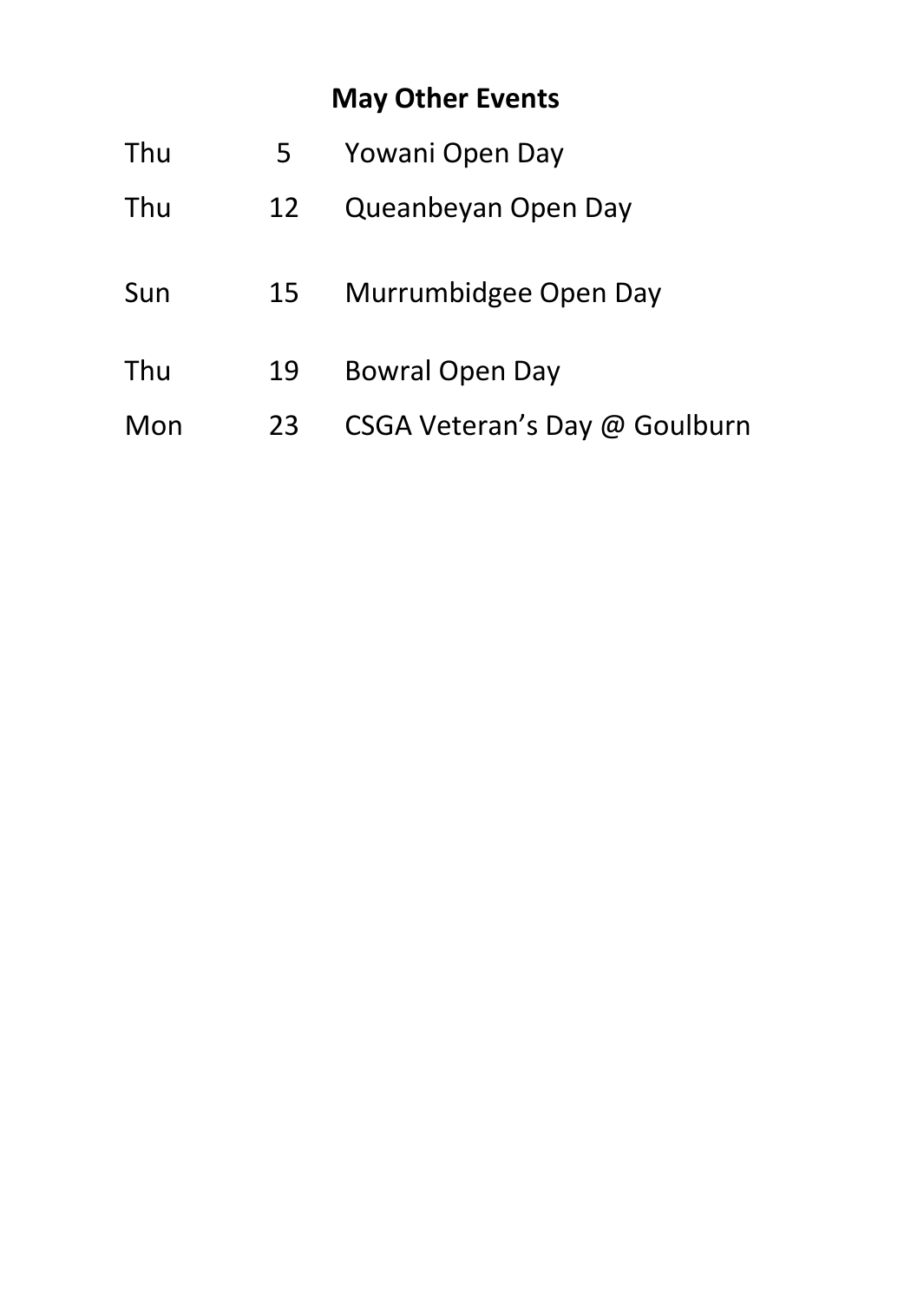## May Other Events

| | | |
|---|---|---|
| Thu | 5 | Yowani Open Day |
| Thu | 12 | Queanbeyan Open Day |
| Sun | 15 | Murrumbidgee Open Day |
| Thu | 19 | Bowral Open Day |
| Mon | 23 | CSGA Veteran's Day @ Goulburn |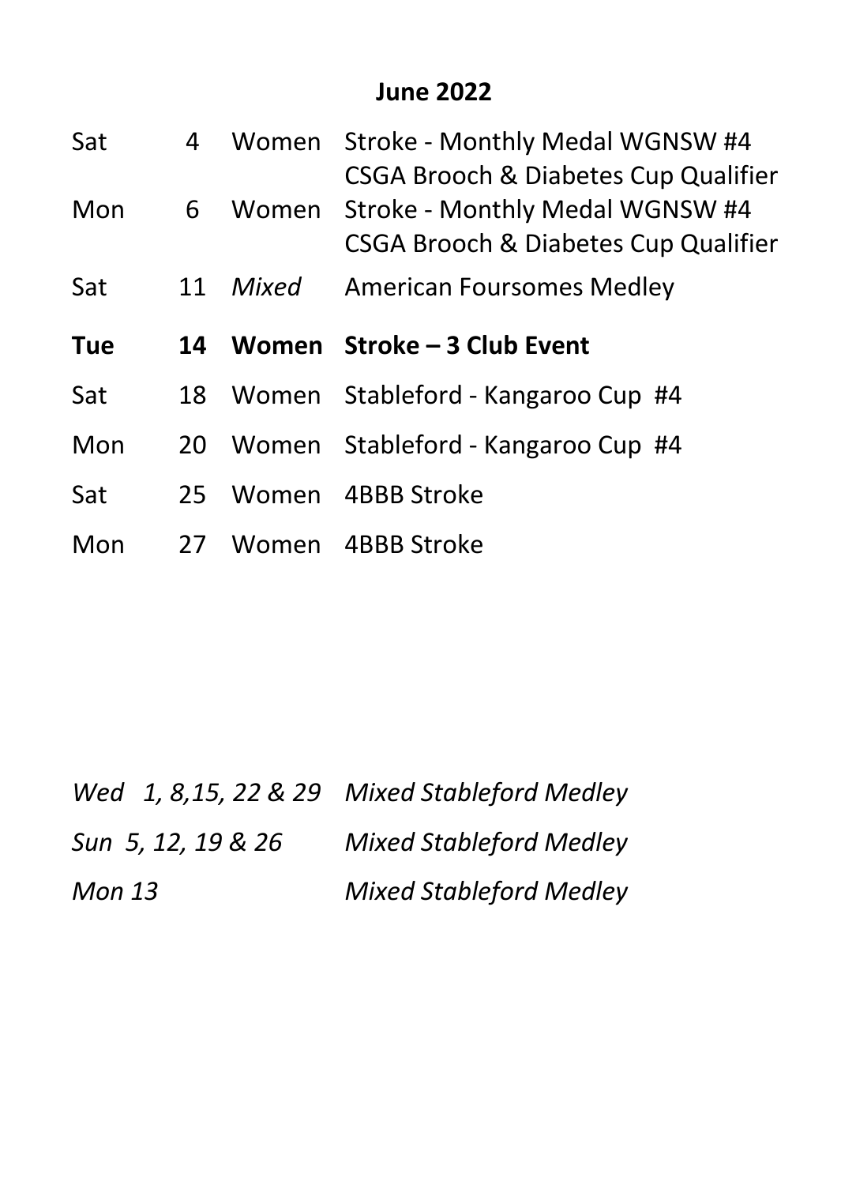## June 2022

| | | | |
|---|---|---|---|
| Sat | 4 | Women | Stroke - Monthly Medal WGNSW #4<br>CSGA Brooch & Diabetes Cup Qualifier |
| Mon | 6 | Women | Stroke - Monthly Medal WGNSW #4<br>CSGA Brooch & Diabetes Cup Qualifier |
| Sat | 11 | *Mixed* | American Foursomes Medley |
| **Tue** | **14** | **Women** | **Stroke – 3 Club Event** |
| Sat | 18 | Women | Stableford - Kangaroo Cup #4 |
| Mon | 20 | Women | Stableford - Kangaroo Cup #4 |
| Sat | 25 | Women | 4BBB Stroke |
| Mon | 27 | Women | 4BBB Stroke |

| | |
|---|---|
| *Wed 1, 8,15, 22 & 29* | *Mixed Stableford Medley* |
| *Sun 5, 12, 19 & 26* | *Mixed Stableford Medley* |
| *Mon 13* | *Mixed Stableford Medley* |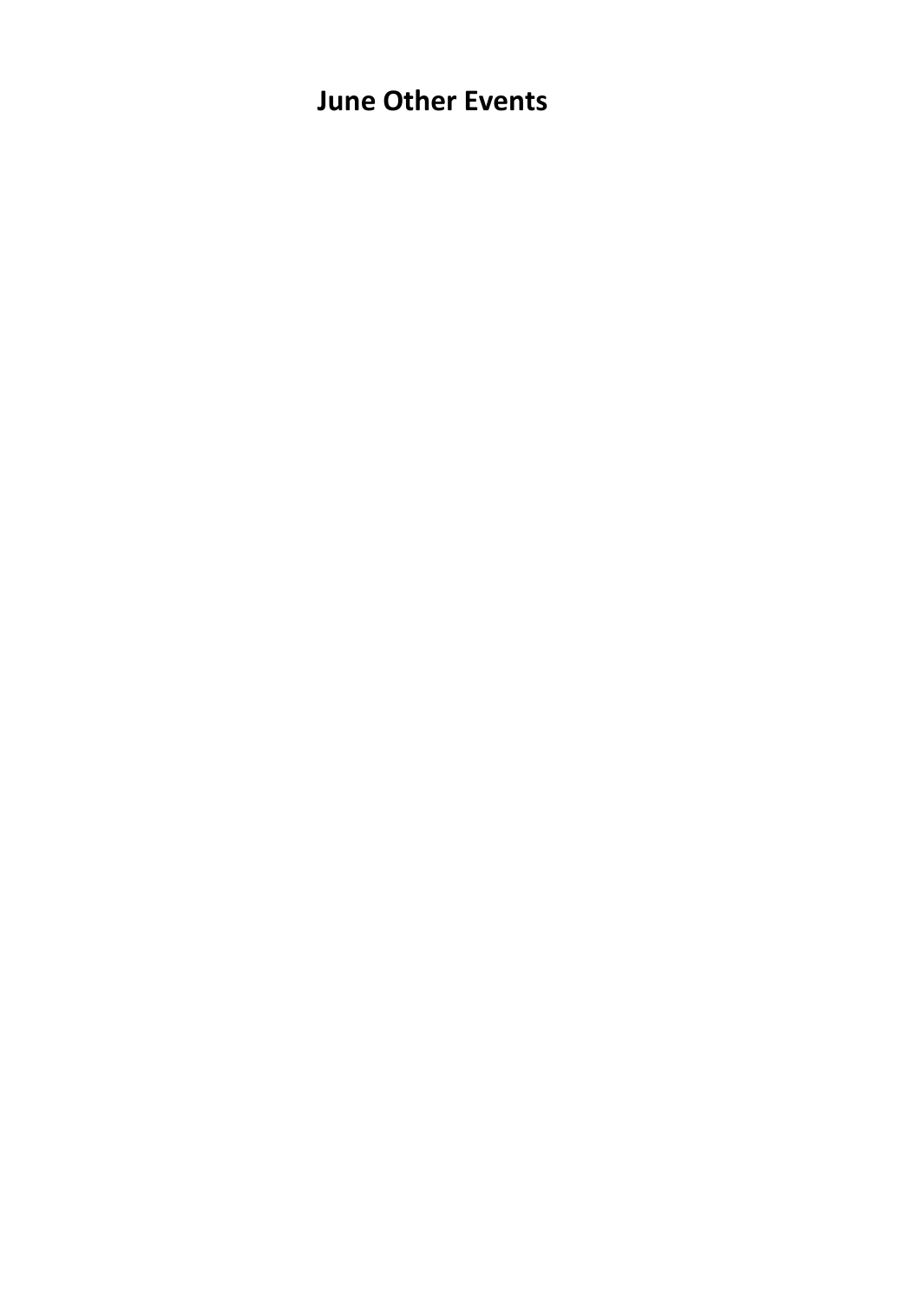# June Other Events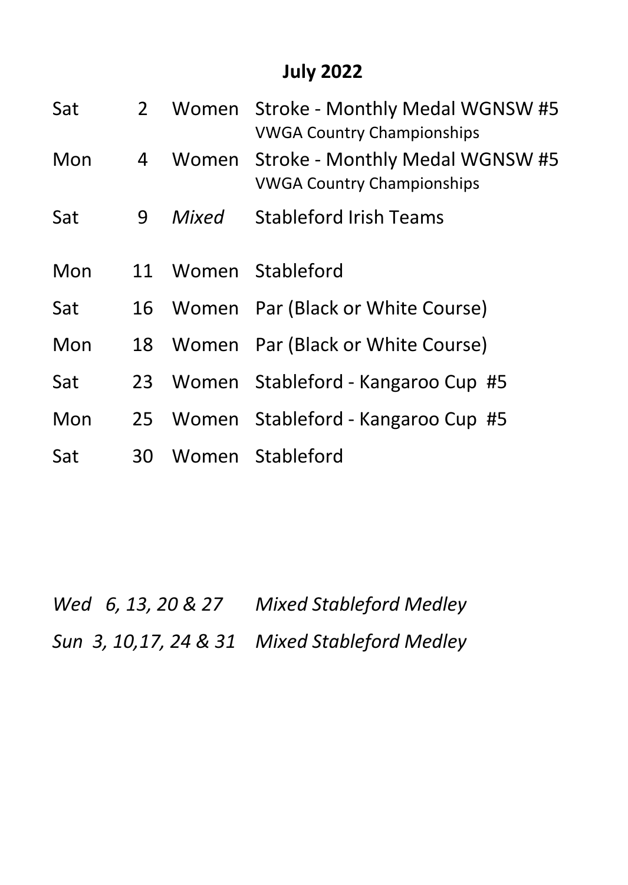## July 2022

| | | | |
|---|---|---|---|
| Sat | 2 | Women | Stroke - Monthly Medal WGNSW #5<br>VWGA Country Championships |
| Mon | 4 | Women | Stroke - Monthly Medal WGNSW #5<br>VWGA Country Championships |
| Sat | 9 | *Mixed* | Stableford Irish Teams |
| Mon | 11 | Women | Stableford |
| Sat | 16 | Women | Par (Black or White Course) |
| Mon | 18 | Women | Par (Black or White Course) |
| Sat | 23 | Women | Stableford - Kangaroo Cup #5 |
| Mon | 25 | Women | Stableford - Kangaroo Cup #5 |
| Sat | 30 | Women | Stableford |

*Wed 6, 13, 20 & 27 Mixed Stableford Medley*

*Sun 3, 10,17, 24 & 31 Mixed Stableford Medley*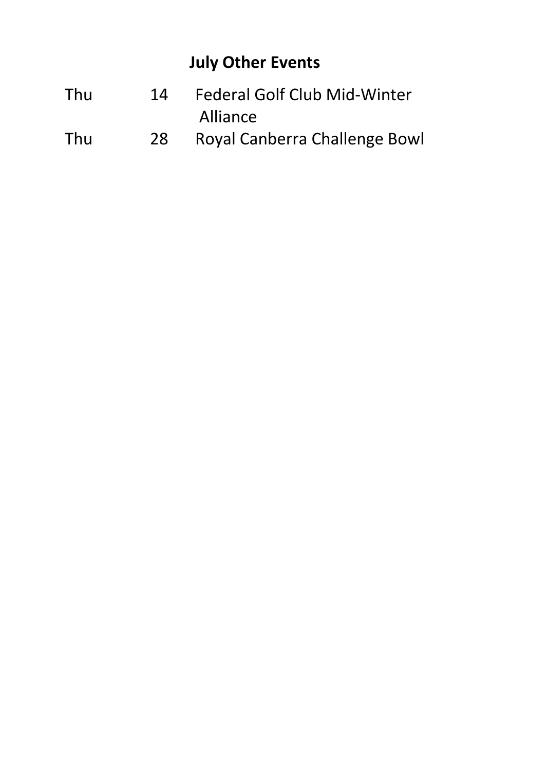## July Other Events

| | | |
|---|---|---|
| Thu | 14 | Federal Golf Club Mid-Winter Alliance |
| Thu | 28 | Royal Canberra Challenge Bowl |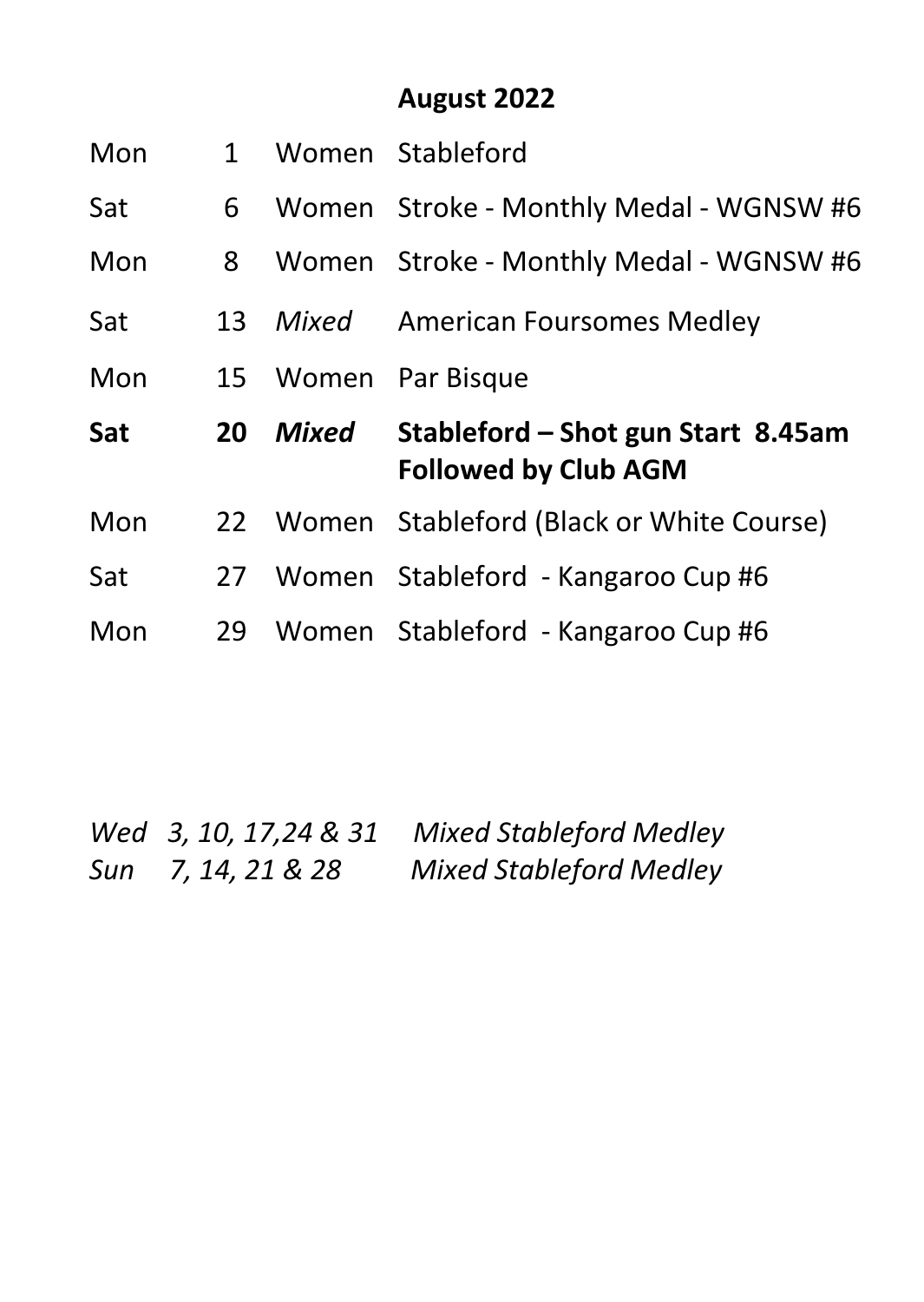## August 2022

| | | | |
|---|---|---|---|
| Mon | 1 | Women | Stableford |
| Sat | 6 | Women | Stroke - Monthly Medal - WGNSW #6 |
| Mon | 8 | Women | Stroke - Monthly Medal - WGNSW #6 |
| Sat | 13 | *Mixed* | American Foursomes Medley |
| Mon | 15 | Women | Par Bisque |
| **Sat** | **20** | ***Mixed*** | **Stableford – Shot gun Start 8.45am Followed by Club AGM** |
| Mon | 22 | Women | Stableford (Black or White Course) |
| Sat | 27 | Women | Stableford - Kangaroo Cup #6 |
| Mon | 29 | Women | Stableford - Kangaroo Cup #6 |

*Wed 3, 10, 17,24 & 31 Mixed Stableford Medley*
*Sun 7, 14, 21 & 28 Mixed Stableford Medley*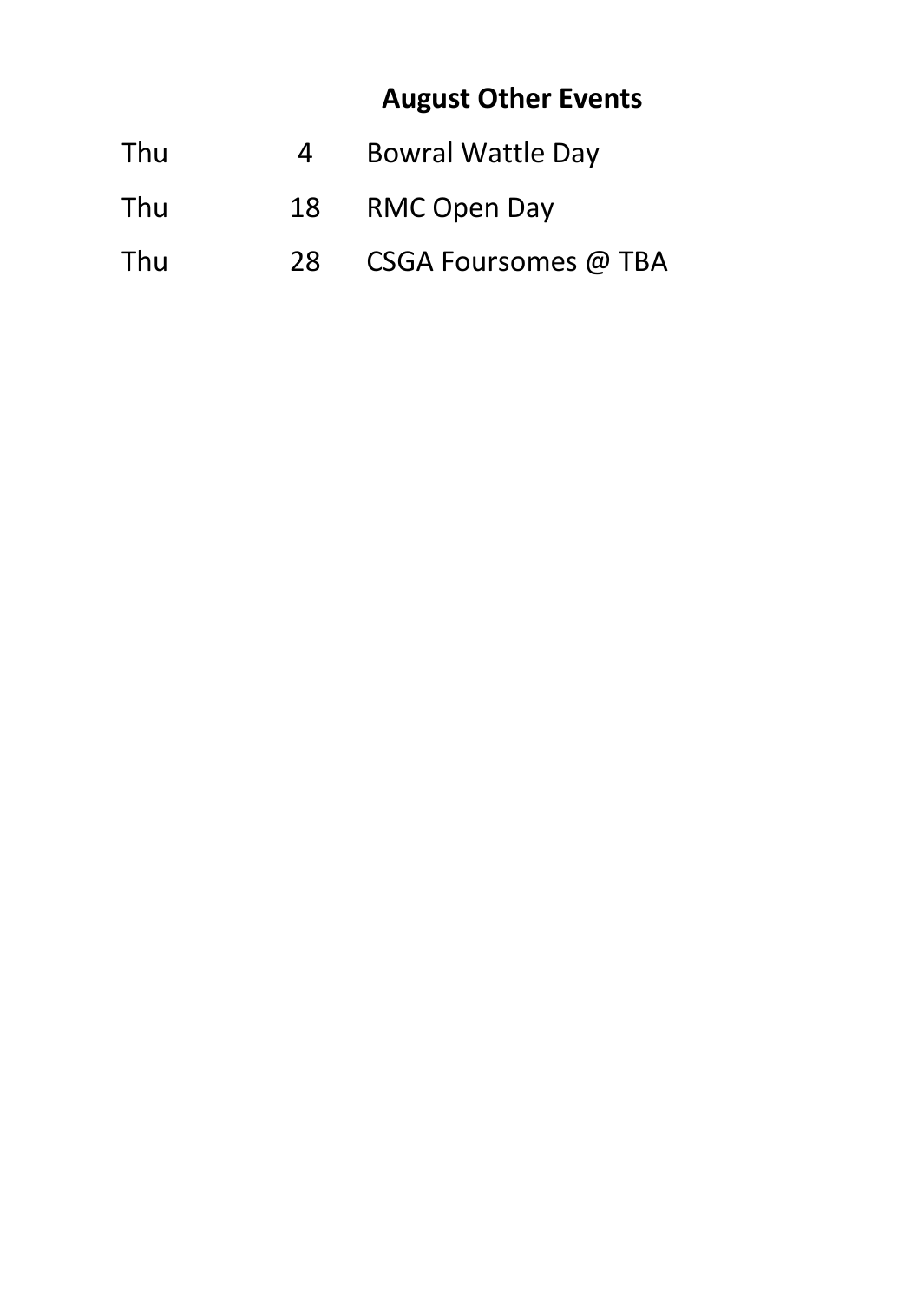## August Other Events

| | | |
|---|---|---|
| Thu | 4 | Bowral Wattle Day |
| Thu | 18 | RMC Open Day |
| Thu | 28 | CSGA Foursomes @ TBA |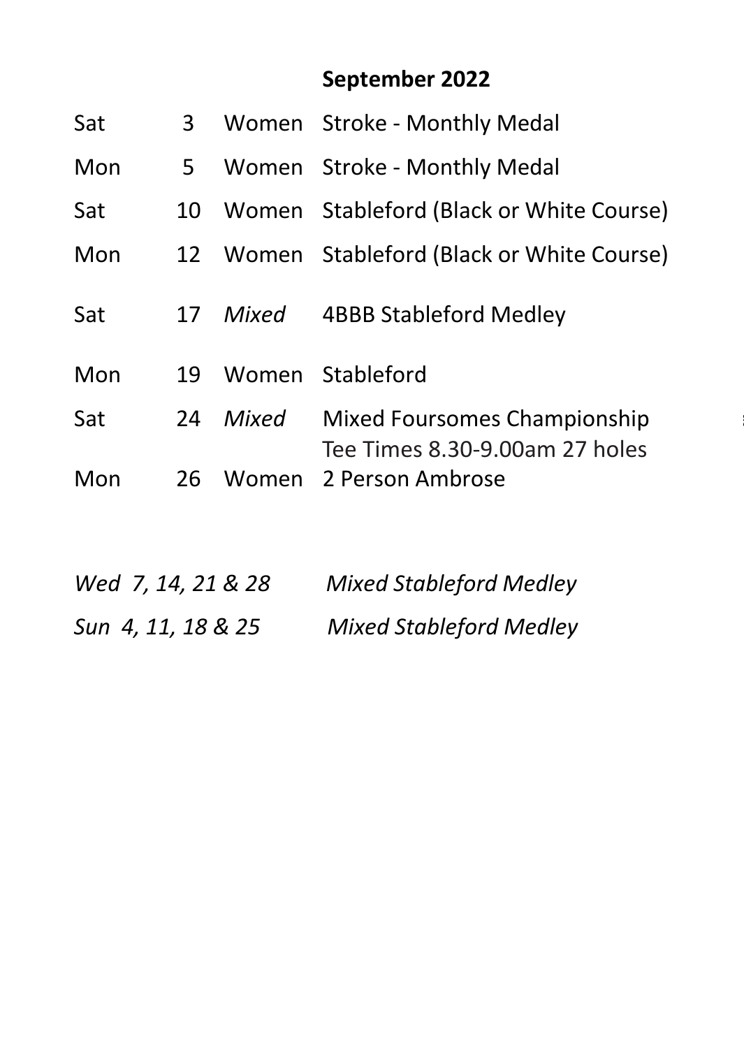## September 2022

| | | | |
|---|---|---|---|
| Sat | 3 | Women | Stroke - Monthly Medal |
| Mon | 5 | Women | Stroke - Monthly Medal |
| Sat | 10 | Women | Stableford (Black or White Course) |
| Mon | 12 | Women | Stableford (Black or White Course) |
| Sat | 17 | *Mixed* | 4BBB Stableford Medley |
| Mon | 19 | Women | Stableford |
| Sat | 24 | *Mixed* | Mixed Foursomes Championship<br>Tee Times 8.30-9.00am 27 holes |
| Mon | 26 | Women | 2 Person Ambrose |

*Wed 7, 14, 21 & 28* *Mixed Stableford Medley*

*Sun 4, 11, 18 & 25* *Mixed Stableford Medley*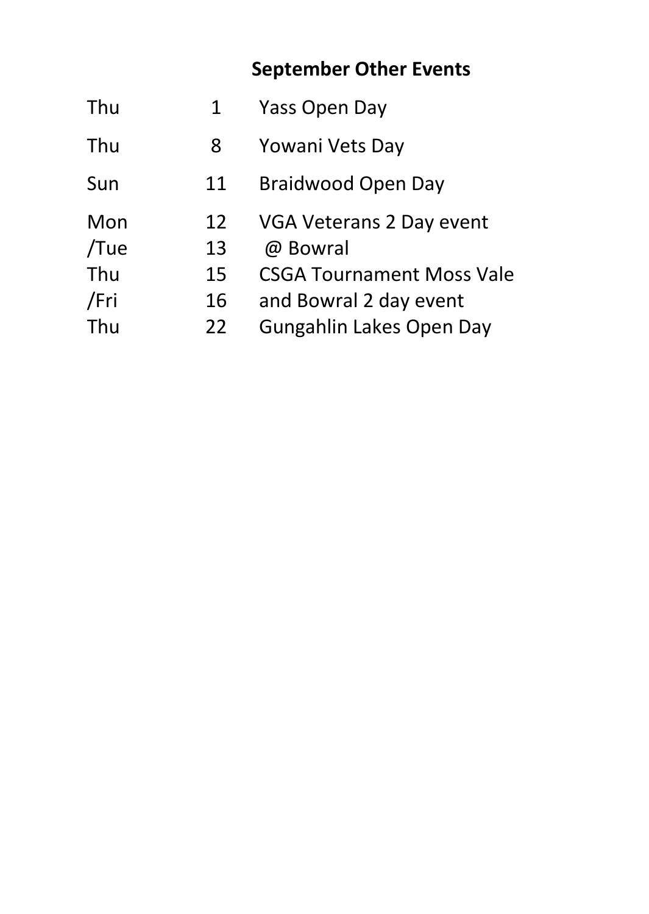## September Other Events

| | | |
|---|---|---|
| Thu | 1 | Yass Open Day |
| Thu | 8 | Yowani Vets Day |
| Sun | 11 | Braidwood Open Day |
| Mon | 12 | VGA Veterans 2 Day event |
| /Tue | 13 | @ Bowral |
| Thu | 15 | CSGA Tournament Moss Vale |
| /Fri | 16 | and Bowral 2 day event |
| Thu | 22 | Gungahlin Lakes Open Day |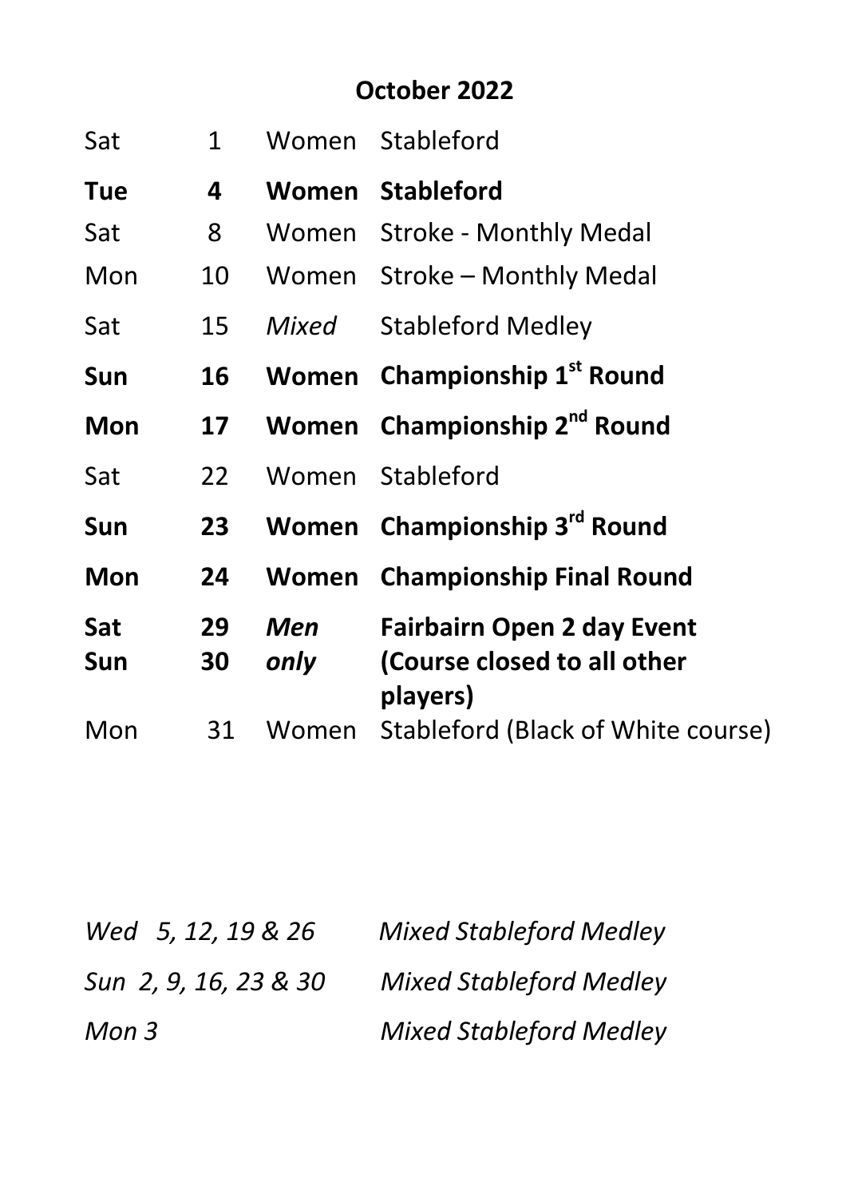## October 2022

| | | | |
|---|---|---|---|
| Sat | 1 | Women | Stableford |
| **Tue** | **4** | **Women** | **Stableford** |
| Sat | 8 | Women | Stroke - Monthly Medal |
| Mon | 10 | Women | Stroke – Monthly Medal |
| Sat | 15 | *Mixed* | Stableford Medley |
| **Sun** | **16** | **Women** | **Championship 1st Round** |
| **Mon** | **17** | **Women** | **Championship 2nd Round** |
| Sat | 22 | Women | Stableford |
| **Sun** | **23** | **Women** | **Championship 3rd Round** |
| **Mon** | **24** | **Women** | **Championship Final Round** |
| **Sat** **Sun** | **29** **30** | ***Men only*** | **Fairbairn Open 2 day Event (Course closed to all other players)** |
| Mon | 31 | Women | Stableford (Black of White course) |

| | |
|---|---|
| *Wed 5, 12, 19 & 26* | *Mixed Stableford Medley* |
| *Sun 2, 9, 16, 23 & 30* | *Mixed Stableford Medley* |
| *Mon 3* | *Mixed Stableford Medley* |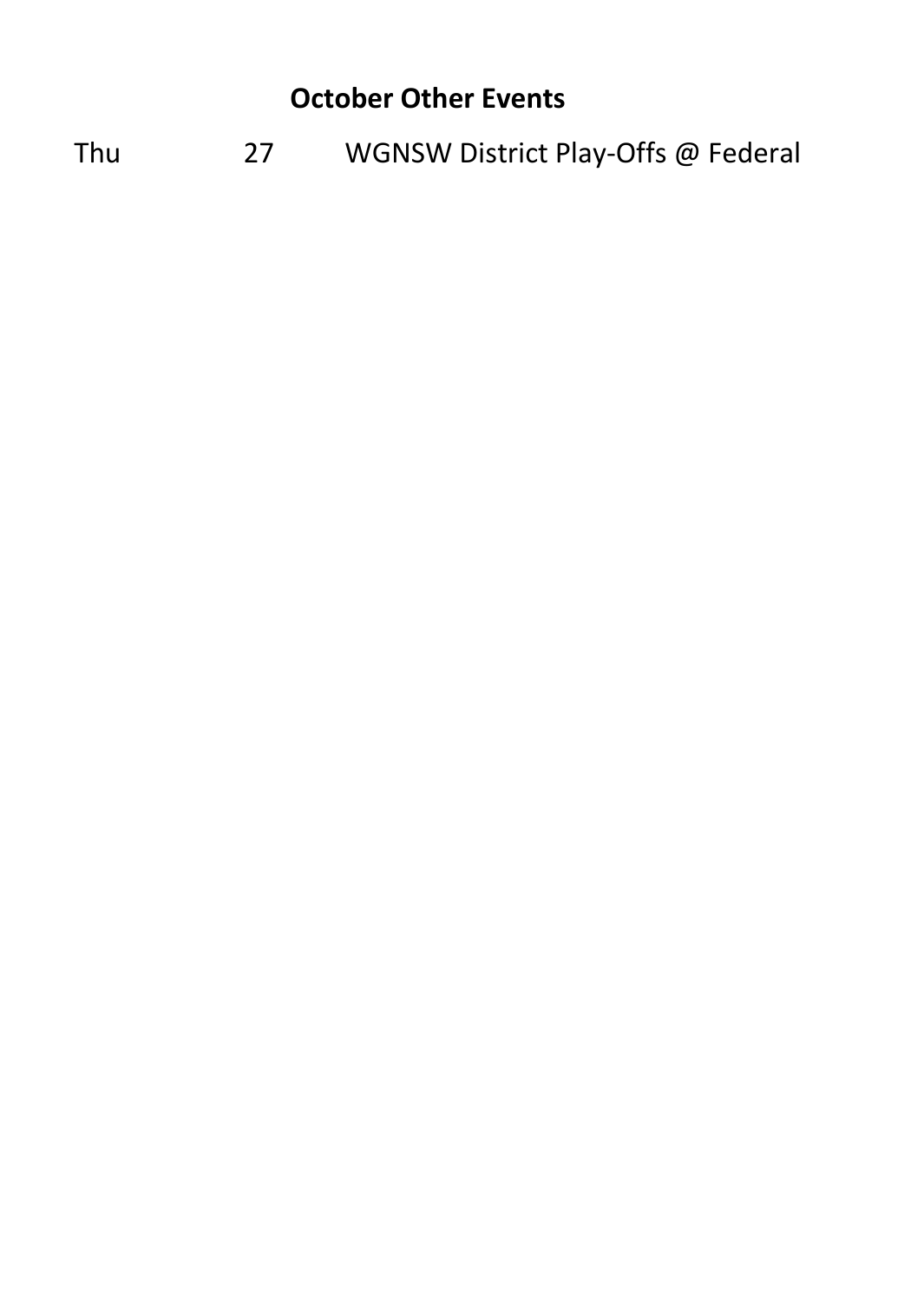## October Other Events

| | | |
|---|---|---|
| Thu | 27 | WGNSW District Play-Offs @ Federal |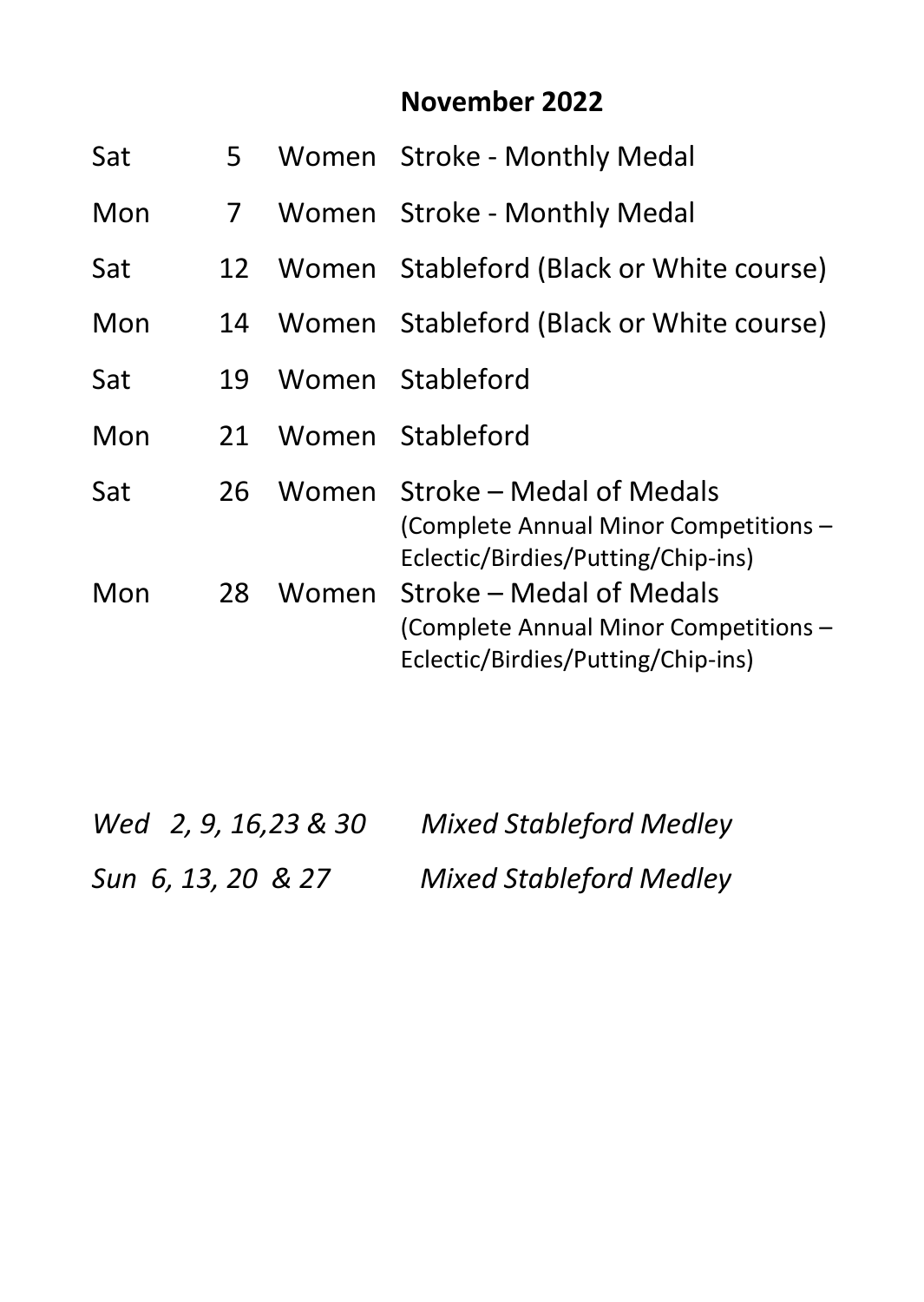## November 2022

| | | | |
|---|---|---|---|
| Sat | 5 | Women | Stroke - Monthly Medal |
| Mon | 7 | Women | Stroke - Monthly Medal |
| Sat | 12 | Women | Stableford (Black or White course) |
| Mon | 14 | Women | Stableford (Black or White course) |
| Sat | 19 | Women | Stableford |
| Mon | 21 | Women | Stableford |
| Sat | 26 | Women | Stroke – Medal of Medals (Complete Annual Minor Competitions – Eclectic/Birdies/Putting/Chip-ins) |
| Mon | 28 | Women | Stroke – Medal of Medals (Complete Annual Minor Competitions – Eclectic/Birdies/Putting/Chip-ins) |

*Wed 2, 9, 16,23 & 30* *Mixed Stableford Medley*

*Sun 6, 13, 20 & 27* *Mixed Stableford Medley*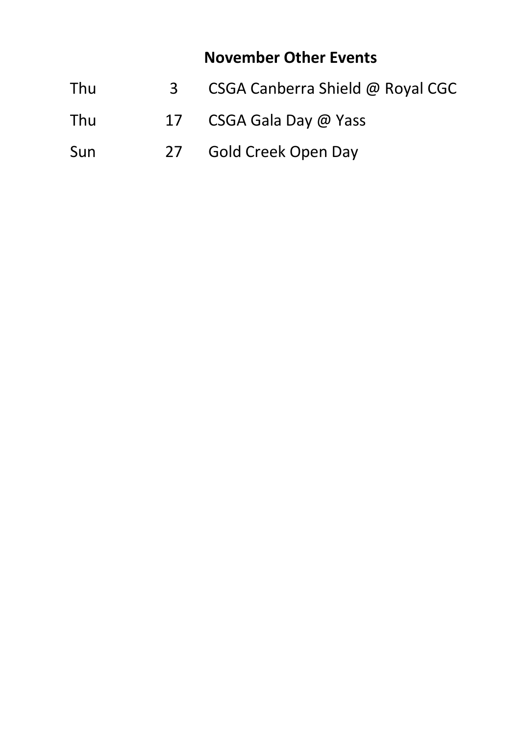## November Other Events

| | | |
|---|---|---|
| Thu | 3 | CSGA Canberra Shield @ Royal CGC |
| Thu | 17 | CSGA Gala Day @ Yass |
| Sun | 27 | Gold Creek Open Day |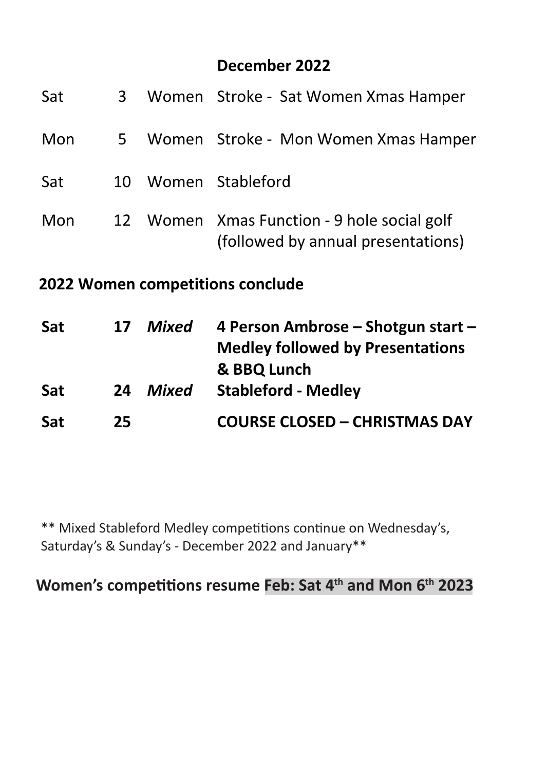## December 2022

| | | | |
|---|---|---|---|
| Sat | 3 | Women | Stroke - Sat Women Xmas Hamper |
| Mon | 5 | Women | Stroke - Mon Women Xmas Hamper |
| Sat | 10 | Women | Stableford |
| Mon | 12 | Women | Xmas Function - 9 hole social golf (followed by annual presentations) |

**2022 Women competitions conclude**

| | | | |
|---|---|---|---|
| **Sat** | **17** | ***Mixed*** | **4 Person Ambrose – Shotgun start – Medley followed by Presentations & BBQ Lunch** |
| **Sat** | **24** | ***Mixed*** | **Stableford - Medley** |
| **Sat** | **25** | | **COURSE CLOSED – CHRISTMAS DAY** |

** Mixed Stableford Medley competitions continue on Wednesday's, Saturday's & Sunday's - December 2022 and January**

**Women's competitions resume Feb: Sat 4th and Mon 6th 2023**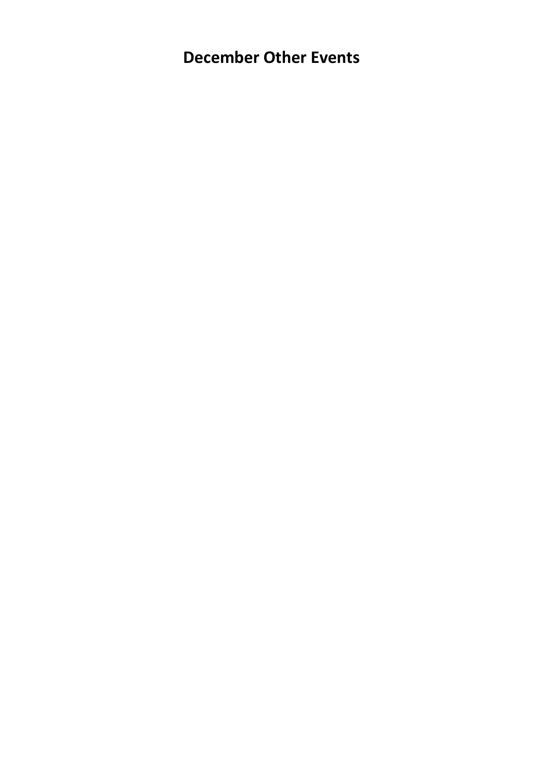# December Other Events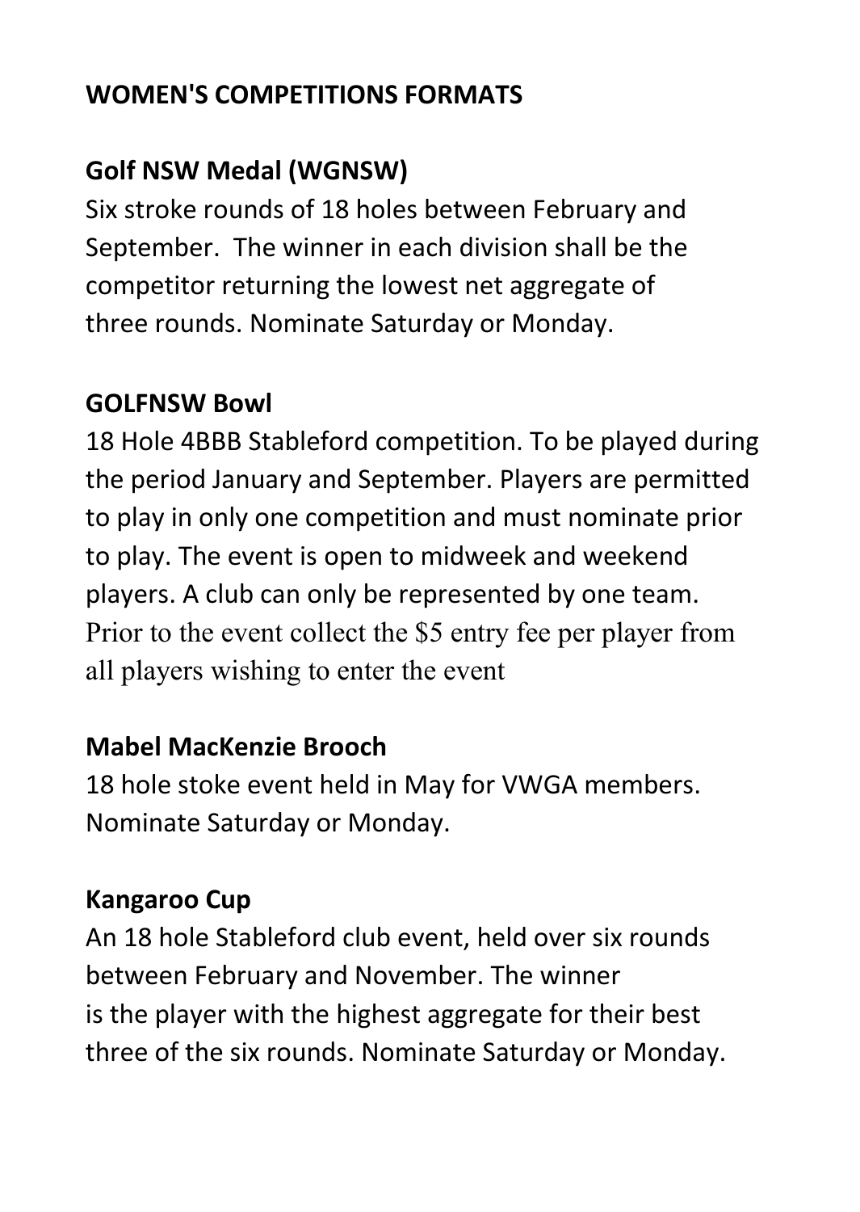# WOMEN'S COMPETITIONS FORMATS

## Golf NSW Medal (WGNSW)

Six stroke rounds of 18 holes between February and September. The winner in each division shall be the competitor returning the lowest net aggregate of three rounds. Nominate Saturday or Monday.

## GOLFNSW Bowl

18 Hole 4BBB Stableford competition. To be played during the period January and September. Players are permitted to play in only one competition and must nominate prior to play. The event is open to midweek and weekend players. A club can only be represented by one team. Prior to the event collect the $5 entry fee per player from all players wishing to enter the event

## Mabel MacKenzie Brooch

18 hole stoke event held in May for VWGA members. Nominate Saturday or Monday.

## Kangaroo Cup

An 18 hole Stableford club event, held over six rounds between February and November. The winner is the player with the highest aggregate for their best three of the six rounds. Nominate Saturday or Monday.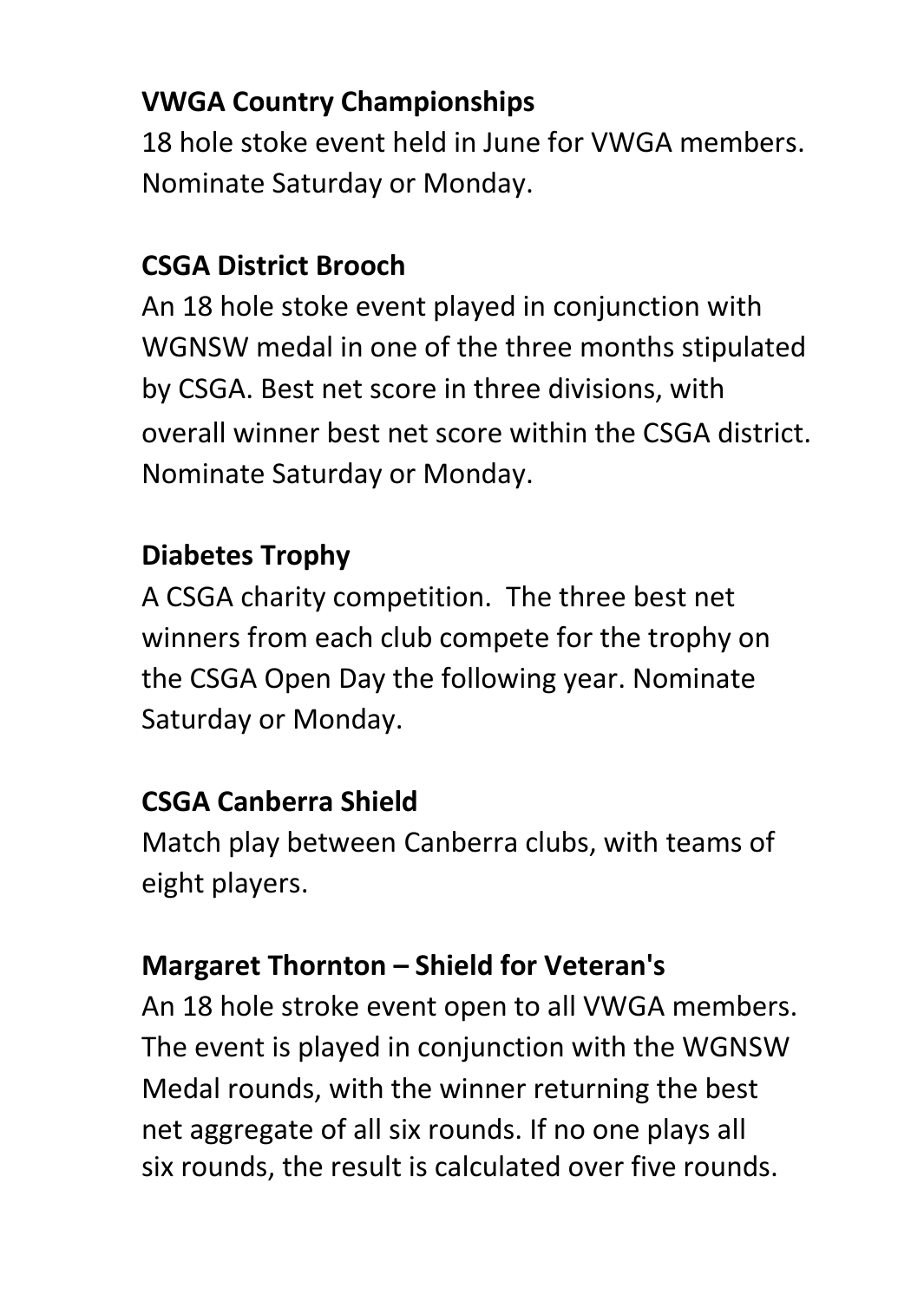**VWGA Country Championships**

18 hole stoke event held in June for VWGA members. Nominate Saturday or Monday.

**CSGA District Brooch**

An 18 hole stoke event played in conjunction with WGNSW medal in one of the three months stipulated by CSGA. Best net score in three divisions, with overall winner best net score within the CSGA district. Nominate Saturday or Monday.

**Diabetes Trophy**

A CSGA charity competition. The three best net winners from each club compete for the trophy on the CSGA Open Day the following year. Nominate Saturday or Monday.

**CSGA Canberra Shield**

Match play between Canberra clubs, with teams of eight players.

**Margaret Thornton – Shield for Veteran's**

An 18 hole stroke event open to all VWGA members. The event is played in conjunction with the WGNSW Medal rounds, with the winner returning the best net aggregate of all six rounds. If no one plays all six rounds, the result is calculated over five rounds.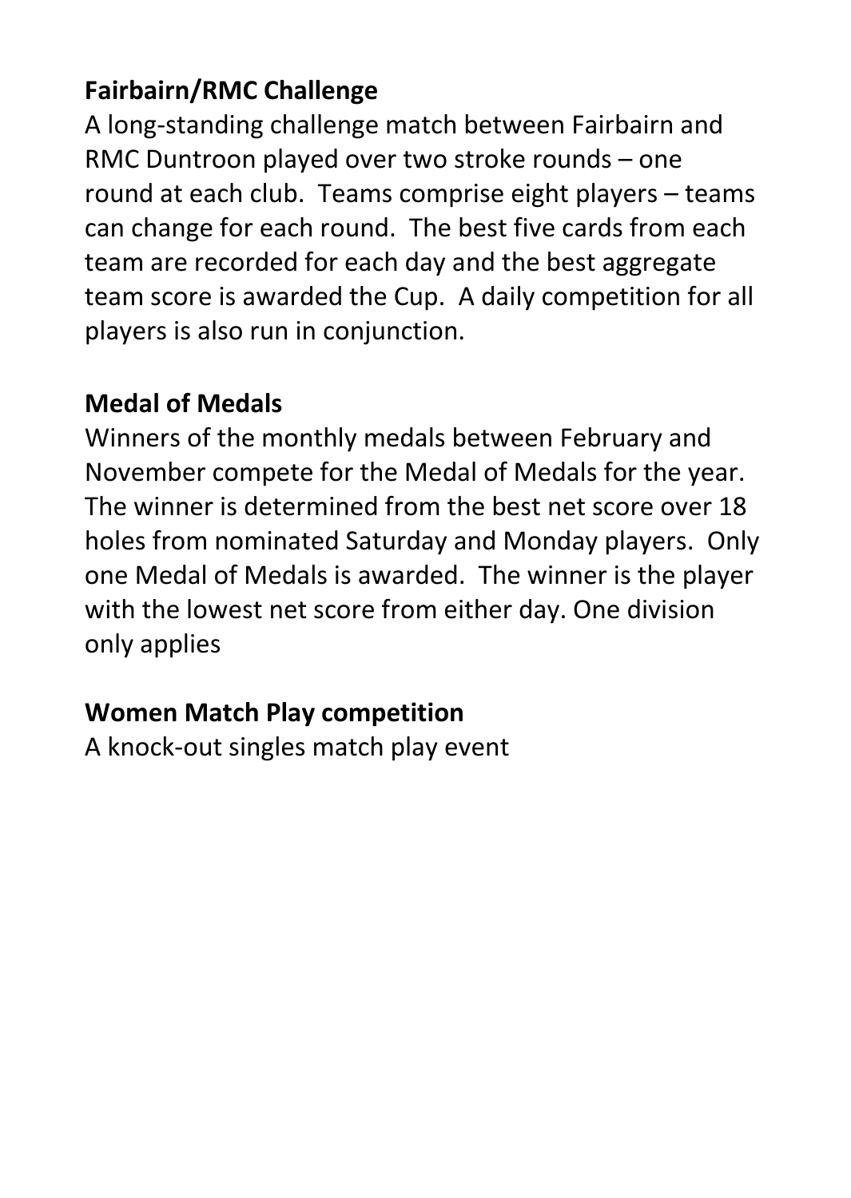**Fairbairn/RMC Challenge**

A long-standing challenge match between Fairbairn and RMC Duntroon played over two stroke rounds – one round at each club. Teams comprise eight players – teams can change for each round. The best five cards from each team are recorded for each day and the best aggregate team score is awarded the Cup. A daily competition for all players is also run in conjunction.

**Medal of Medals**

Winners of the monthly medals between February and November compete for the Medal of Medals for the year. The winner is determined from the best net score over 18 holes from nominated Saturday and Monday players. Only one Medal of Medals is awarded. The winner is the player with the lowest net score from either day. One division only applies

**Women Match Play competition**

A knock-out singles match play event